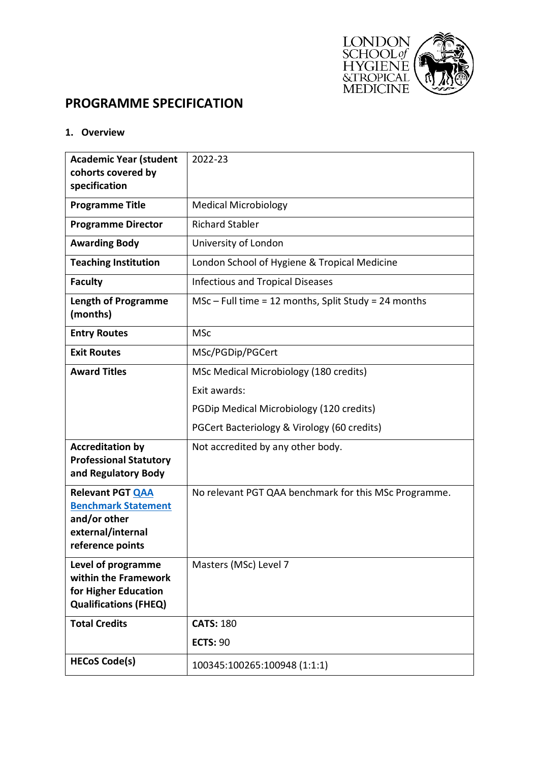# PROGRAMME SPECIFICATION

## 1. Overview

| | |
|---|---|
| **Academic Year (student cohorts covered by specification** | 2022-23 |
| **Programme Title** | Medical Microbiology |
| **Programme Director** | Richard Stabler |
| **Awarding Body** | University of London |
| **Teaching Institution** | London School of Hygiene & Tropical Medicine |
| **Faculty** | Infectious and Tropical Diseases |
| **Length of Programme (months)** | MSc – Full time = 12 months, Split Study = 24 months |
| **Entry Routes** | MSc |
| **Exit Routes** | MSc/PGDip/PGCert |
| **Award Titles** | MSc Medical Microbiology (180 credits)<br>Exit awards:<br>PGDip Medical Microbiology (120 credits)<br>PGCert Bacteriology & Virology (60 credits) |
| **Accreditation by Professional Statutory and Regulatory Body** | Not accredited by any other body. |
| **Relevant PGT QAA Benchmark Statement and/or other external/internal reference points** | No relevant PGT QAA benchmark for this MSc Programme. |
| **Level of programme within the Framework for Higher Education Qualifications (FHEQ)** | Masters (MSc) Level 7 |
| **Total Credits** | **CATS:** 180<br>**ECTS:** 90 |
| **HECoS Code(s)** | 100345:100265:100948 (1:1:1) |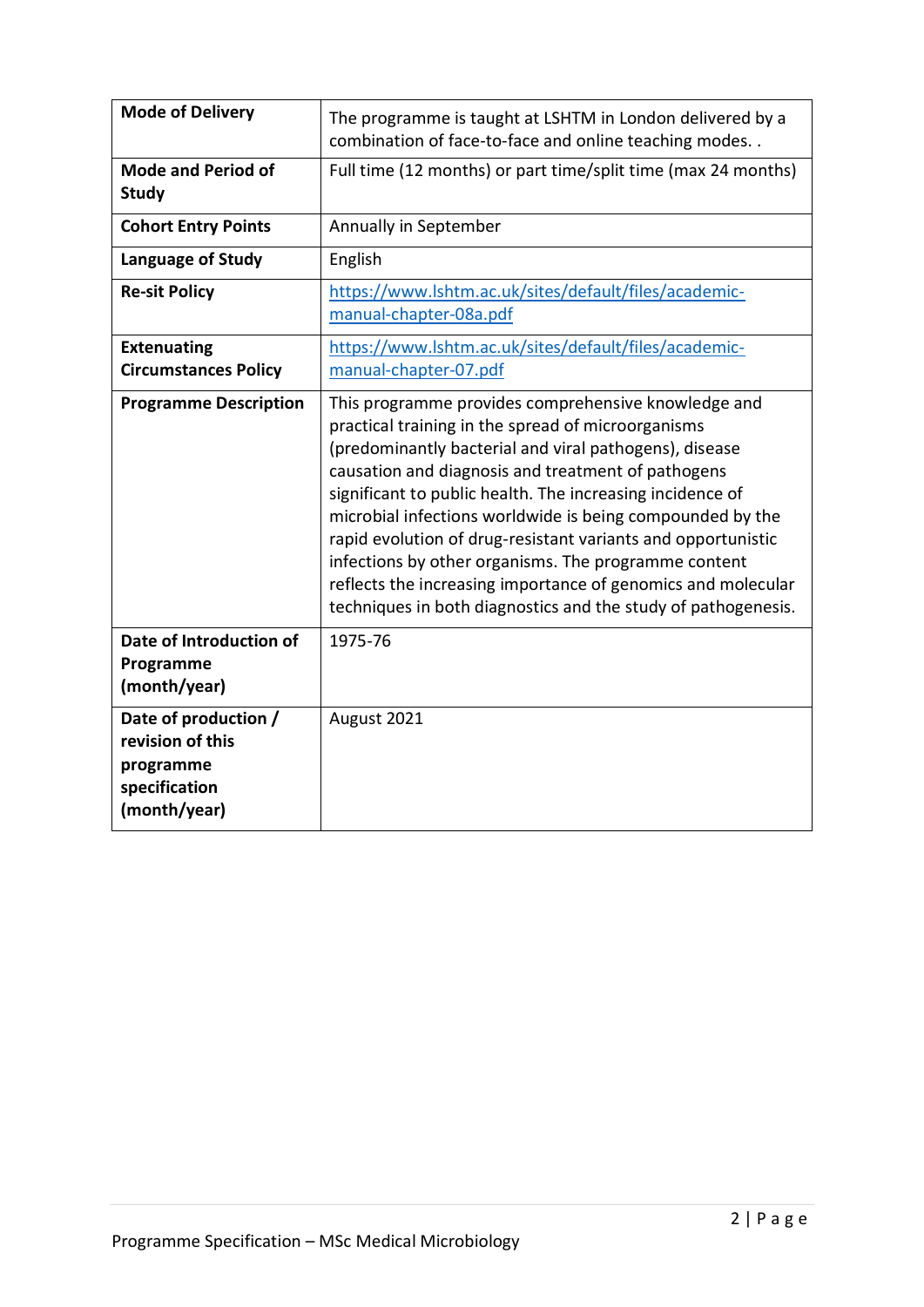| | |
|---|---|
| **Mode of Delivery** | The programme is taught at LSHTM in London delivered by a combination of face-to-face and online teaching modes. . |
| **Mode and Period of Study** | Full time (12 months) or part time/split time (max 24 months) |
| **Cohort Entry Points** | Annually in September |
| **Language of Study** | English |
| **Re-sit Policy** | https://www.lshtm.ac.uk/sites/default/files/academic-manual-chapter-08a.pdf |
| **Extenuating Circumstances Policy** | https://www.lshtm.ac.uk/sites/default/files/academic-manual-chapter-07.pdf |
| **Programme Description** | This programme provides comprehensive knowledge and practical training in the spread of microorganisms (predominantly bacterial and viral pathogens), disease causation and diagnosis and treatment of pathogens significant to public health. The increasing incidence of microbial infections worldwide is being compounded by the rapid evolution of drug-resistant variants and opportunistic infections by other organisms. The programme content reflects the increasing importance of genomics and molecular techniques in both diagnostics and the study of pathogenesis. |
| **Date of Introduction of Programme (month/year)** | 1975-76 |
| **Date of production / revision of this programme specification (month/year)** | August 2021 |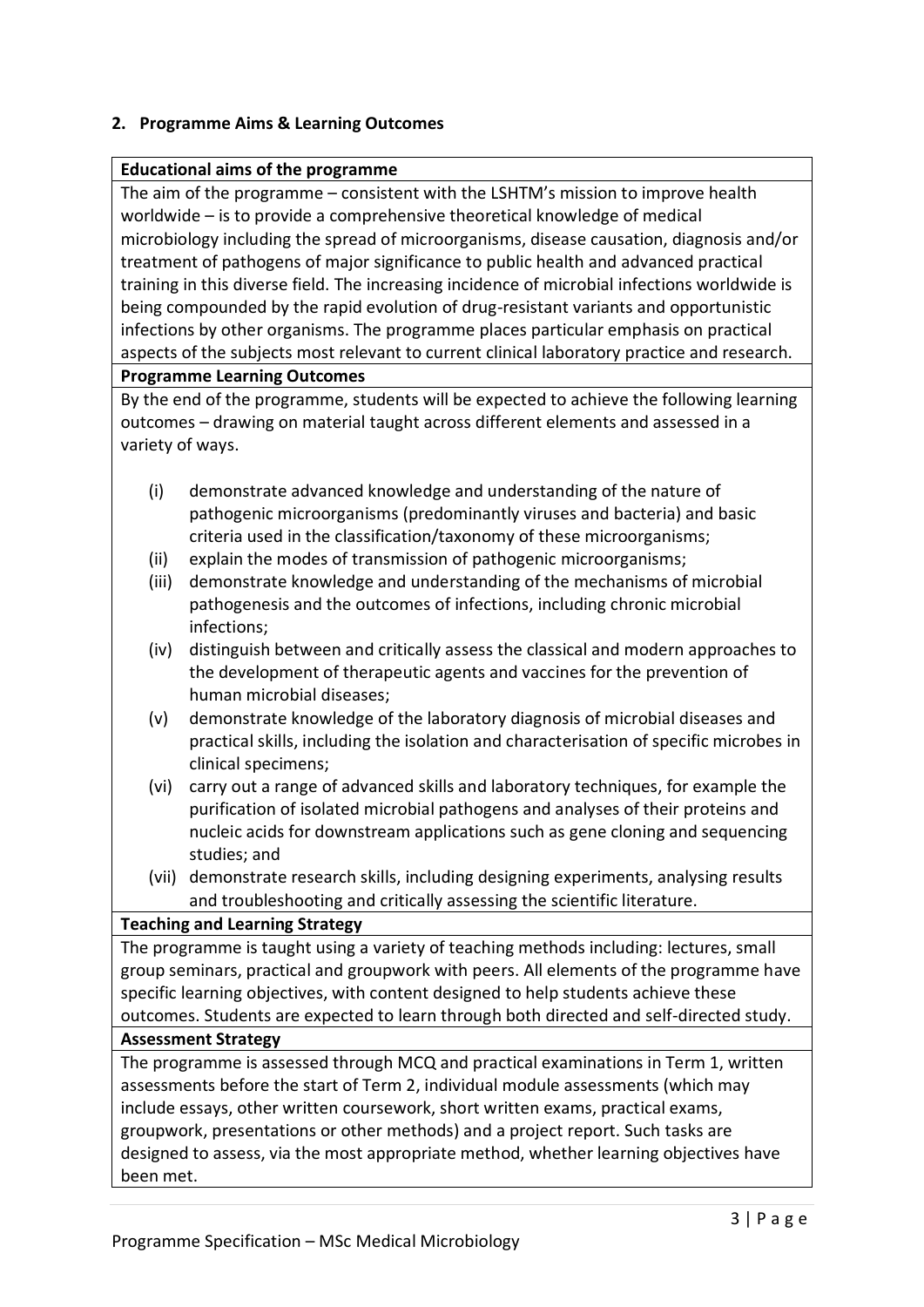## 2. Programme Aims & Learning Outcomes

**Educational aims of the programme**

The aim of the programme – consistent with the LSHTM's mission to improve health worldwide – is to provide a comprehensive theoretical knowledge of medical microbiology including the spread of microorganisms, disease causation, diagnosis and/or treatment of pathogens of major significance to public health and advanced practical training in this diverse field. The increasing incidence of microbial infections worldwide is being compounded by the rapid evolution of drug-resistant variants and opportunistic infections by other organisms. The programme places particular emphasis on practical aspects of the subjects most relevant to current clinical laboratory practice and research.

**Programme Learning Outcomes**

By the end of the programme, students will be expected to achieve the following learning outcomes – drawing on material taught across different elements and assessed in a variety of ways.

- (i) demonstrate advanced knowledge and understanding of the nature of pathogenic microorganisms (predominantly viruses and bacteria) and basic criteria used in the classification/taxonomy of these microorganisms;
- (ii) explain the modes of transmission of pathogenic microorganisms;
- (iii) demonstrate knowledge and understanding of the mechanisms of microbial pathogenesis and the outcomes of infections, including chronic microbial infections;
- (iv) distinguish between and critically assess the classical and modern approaches to the development of therapeutic agents and vaccines for the prevention of human microbial diseases;
- (v) demonstrate knowledge of the laboratory diagnosis of microbial diseases and practical skills, including the isolation and characterisation of specific microbes in clinical specimens;
- (vi) carry out a range of advanced skills and laboratory techniques, for example the purification of isolated microbial pathogens and analyses of their proteins and nucleic acids for downstream applications such as gene cloning and sequencing studies; and
- (vii) demonstrate research skills, including designing experiments, analysing results and troubleshooting and critically assessing the scientific literature.

**Teaching and Learning Strategy**

The programme is taught using a variety of teaching methods including: lectures, small group seminars, practical and groupwork with peers. All elements of the programme have specific learning objectives, with content designed to help students achieve these outcomes. Students are expected to learn through both directed and self-directed study.

**Assessment Strategy**

The programme is assessed through MCQ and practical examinations in Term 1, written assessments before the start of Term 2, individual module assessments (which may include essays, other written coursework, short written exams, practical exams, groupwork, presentations or other methods) and a project report. Such tasks are designed to assess, via the most appropriate method, whether learning objectives have been met.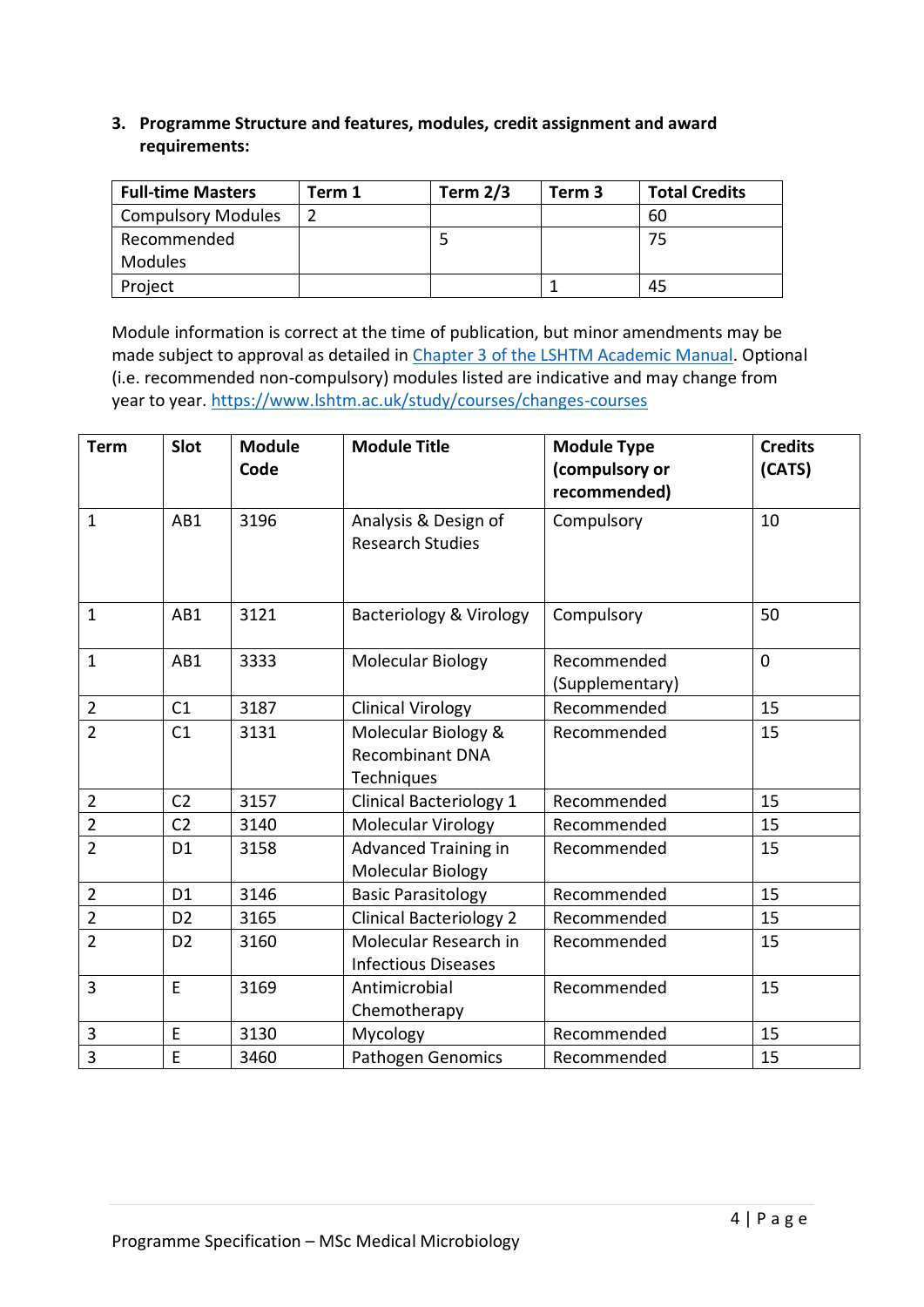## 3. Programme Structure and features, modules, credit assignment and award requirements:

| Full-time Masters | Term 1 | Term 2/3 | Term 3 | Total Credits |
|---|---|---|---|---|
| Compulsory Modules | 2 | | | 60 |
| Recommended Modules | | 5 | | 75 |
| Project | | | 1 | 45 |

Module information is correct at the time of publication, but minor amendments may be made subject to approval as detailed in [Chapter 3 of the LSHTM Academic Manual](). Optional (i.e. recommended non-compulsory) modules listed are indicative and may change from year to year. https://www.lshtm.ac.uk/study/courses/changes-courses

| Term | Slot | Module Code | Module Title | Module Type (compulsory or recommended) | Credits (CATS) |
|---|---|---|---|---|---|
| 1 | AB1 | 3196 | Analysis & Design of Research Studies | Compulsory | 10 |
| 1 | AB1 | 3121 | Bacteriology & Virology | Compulsory | 50 |
| 1 | AB1 | 3333 | Molecular Biology | Recommended (Supplementary) | 0 |
| 2 | C1 | 3187 | Clinical Virology | Recommended | 15 |
| 2 | C1 | 3131 | Molecular Biology & Recombinant DNA Techniques | Recommended | 15 |
| 2 | C2 | 3157 | Clinical Bacteriology 1 | Recommended | 15 |
| 2 | C2 | 3140 | Molecular Virology | Recommended | 15 |
| 2 | D1 | 3158 | Advanced Training in Molecular Biology | Recommended | 15 |
| 2 | D1 | 3146 | Basic Parasitology | Recommended | 15 |
| 2 | D2 | 3165 | Clinical Bacteriology 2 | Recommended | 15 |
| 2 | D2 | 3160 | Molecular Research in Infectious Diseases | Recommended | 15 |
| 3 | E | 3169 | Antimicrobial Chemotherapy | Recommended | 15 |
| 3 | E | 3130 | Mycology | Recommended | 15 |
| 3 | E | 3460 | Pathogen Genomics | Recommended | 15 |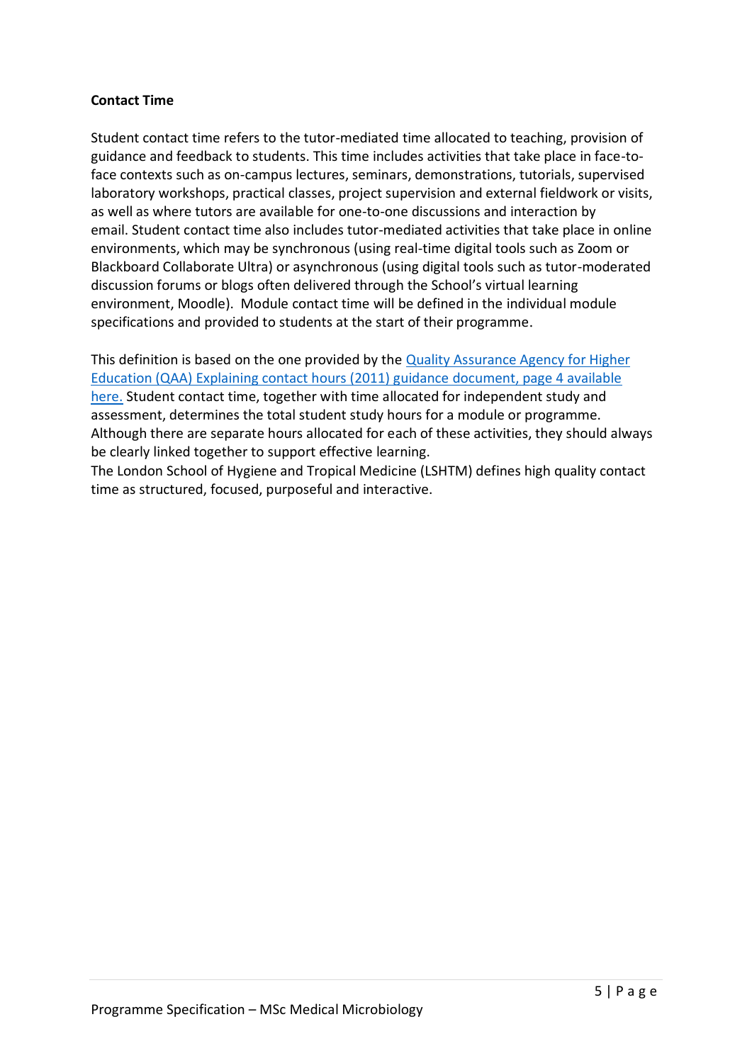**Contact Time**

Student contact time refers to the tutor-mediated time allocated to teaching, provision of guidance and feedback to students. This time includes activities that take place in face-to-face contexts such as on-campus lectures, seminars, demonstrations, tutorials, supervised laboratory workshops, practical classes, project supervision and external fieldwork or visits, as well as where tutors are available for one-to-one discussions and interaction by email. Student contact time also includes tutor-mediated activities that take place in online environments, which may be synchronous (using real-time digital tools such as Zoom or Blackboard Collaborate Ultra) or asynchronous (using digital tools such as tutor-moderated discussion forums or blogs often delivered through the School's virtual learning environment, Moodle). Module contact time will be defined in the individual module specifications and provided to students at the start of their programme.

This definition is based on the one provided by the Quality Assurance Agency for Higher Education (QAA) Explaining contact hours (2011) guidance document, page 4 available here. Student contact time, together with time allocated for independent study and assessment, determines the total student study hours for a module or programme. Although there are separate hours allocated for each of these activities, they should always be clearly linked together to support effective learning.
The London School of Hygiene and Tropical Medicine (LSHTM) defines high quality contact time as structured, focused, purposeful and interactive.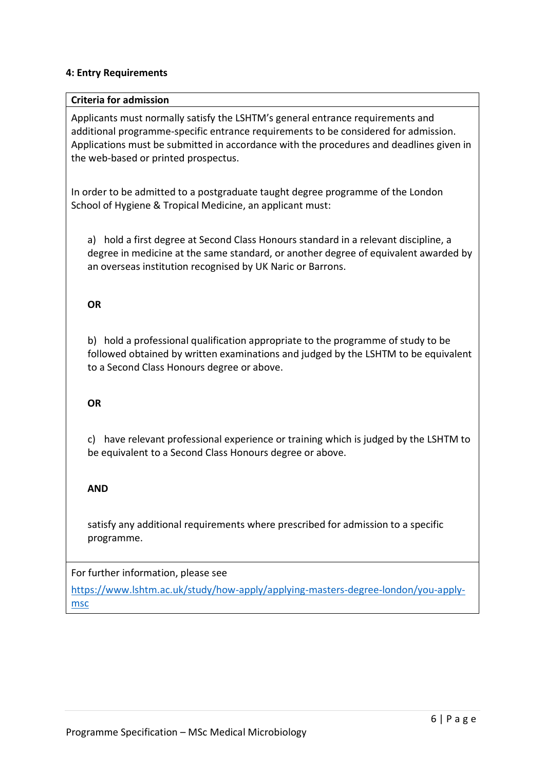#### 4: Entry Requirements

**Criteria for admission**

Applicants must normally satisfy the LSHTM's general entrance requirements and additional programme-specific entrance requirements to be considered for admission. Applications must be submitted in accordance with the procedures and deadlines given in the web-based or printed prospectus.

In order to be admitted to a postgraduate taught degree programme of the London School of Hygiene & Tropical Medicine, an applicant must:

a) hold a first degree at Second Class Honours standard in a relevant discipline, a degree in medicine at the same standard, or another degree of equivalent awarded by an overseas institution recognised by UK Naric or Barrons.

**OR**

b) hold a professional qualification appropriate to the programme of study to be followed obtained by written examinations and judged by the LSHTM to be equivalent to a Second Class Honours degree or above.

**OR**

c) have relevant professional experience or training which is judged by the LSHTM to be equivalent to a Second Class Honours degree or above.

**AND**

satisfy any additional requirements where prescribed for admission to a specific programme.

For further information, please see

https://www.lshtm.ac.uk/study/how-apply/applying-masters-degree-london/you-apply-msc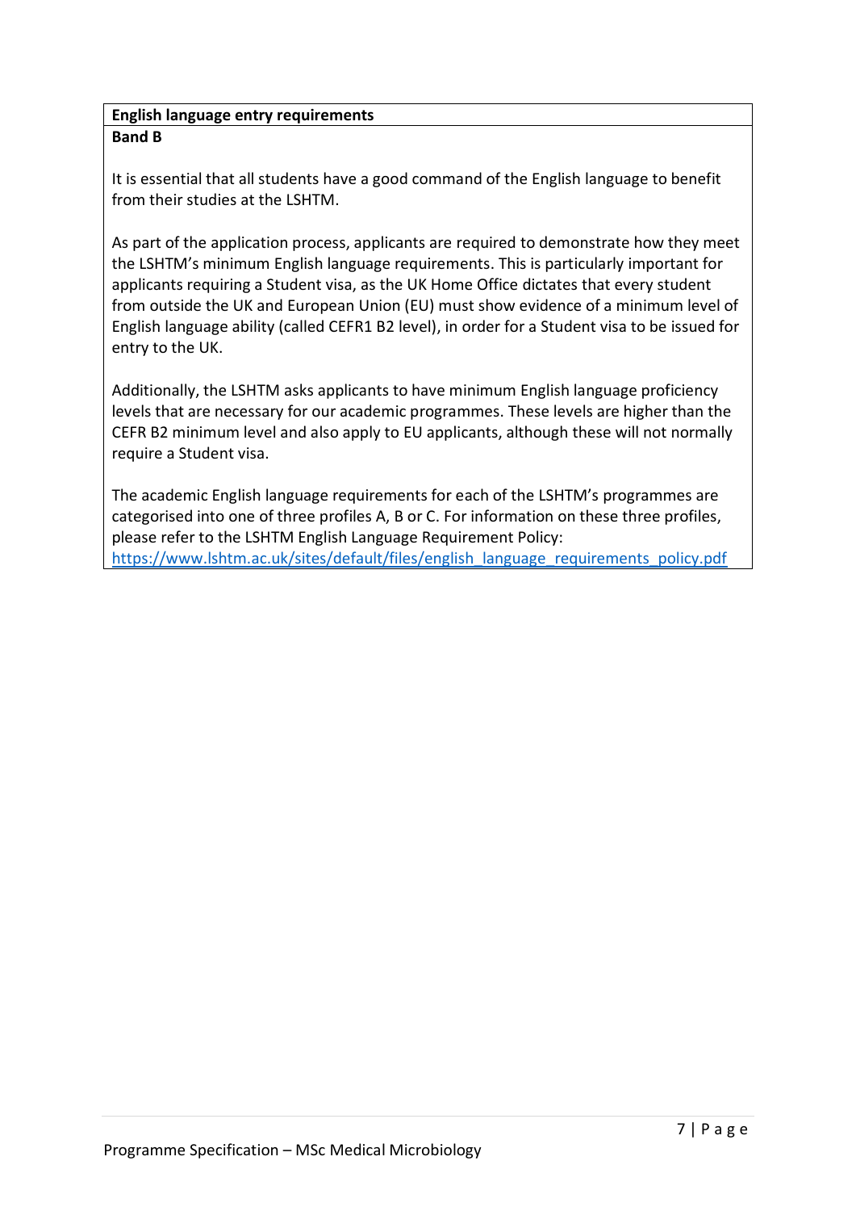| **English language entry requirements** |
|---|
| **Band B**<br><br>It is essential that all students have a good command of the English language to benefit from their studies at the LSHTM.<br><br>As part of the application process, applicants are required to demonstrate how they meet the LSHTM's minimum English language requirements. This is particularly important for applicants requiring a Student visa, as the UK Home Office dictates that every student from outside the UK and European Union (EU) must show evidence of a minimum level of English language ability (called CEFR1 B2 level), in order for a Student visa to be issued for entry to the UK.<br><br>Additionally, the LSHTM asks applicants to have minimum English language proficiency levels that are necessary for our academic programmes. These levels are higher than the CEFR B2 minimum level and also apply to EU applicants, although these will not normally require a Student visa.<br><br>The academic English language requirements for each of the LSHTM's programmes are categorised into one of three profiles A, B or C. For information on these three profiles, please refer to the LSHTM English Language Requirement Policy: [https://www.lshtm.ac.uk/sites/default/files/english_language_requirements_policy.pdf](https://www.lshtm.ac.uk/sites/default/files/english_language_requirements_policy.pdf) |